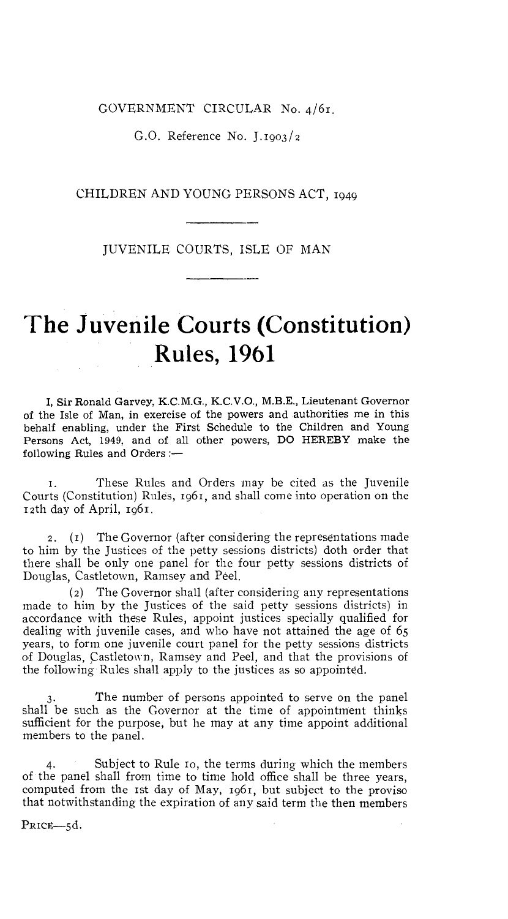GOVERNMENT CIRCULAR No. 4/61.

G.O. Reference No. J.1903/2

CHILDREN AND YOUNG PERSONS ACT, 1949

JUVENILE COURTS, ISLE OF MAN

# The Juvenile Courts (Constitution) Rules, 1961

I, Sir Ronald Garvey, K.C.M.G., K.C.V.O., M.B.E., Lieutenant Governor of the Isle of Man, in exercise of the powers and authorities me in this behalf enabling, under the First Schedule to the Children and Young Persons Act, 1949, and of all other powers, DO HEREBY make the following Rules and Orders :—

1. These Rules and Orders may be cited as the Juvenile Courts (Constitution) Rules, 1961, and shall come into operation on the 12th day of April, 1961.

2. (1) The Governor (after considering the representations made to him by the Justices of the petty sessions districts) doth order that there shall be only one panel for the four petty sessions districts of Douglas, Castletown, Ramsey and Peel.

(2) The Governor shall (after considering any representations made to him by the Justices of the said petty sessions districts) in accordance with these Rules, appoint justices specially qualified for dealing with juvenile cases, and who have not attained the age of 65 years, to form one juvenile court panel for the petty sessions districts of Douglas, Castletown, Ramsey and Peel, and that the provisions of the following Rules shall apply to the justices as so appointed.

3. The number of persons appointed to serve on the panel shall be such as the Governor at the time of appointment thinks sufficient for the purpose, but he may at any time appoint additional members to the panel.

4. Subject to Rule 10, the terms during which the members of the panel shall from time to time hold office shall be three years, computed from the 1st day of May, 1961, but subject to the proviso that notwithstanding the expiration of any said term the then members

PRICE—5d.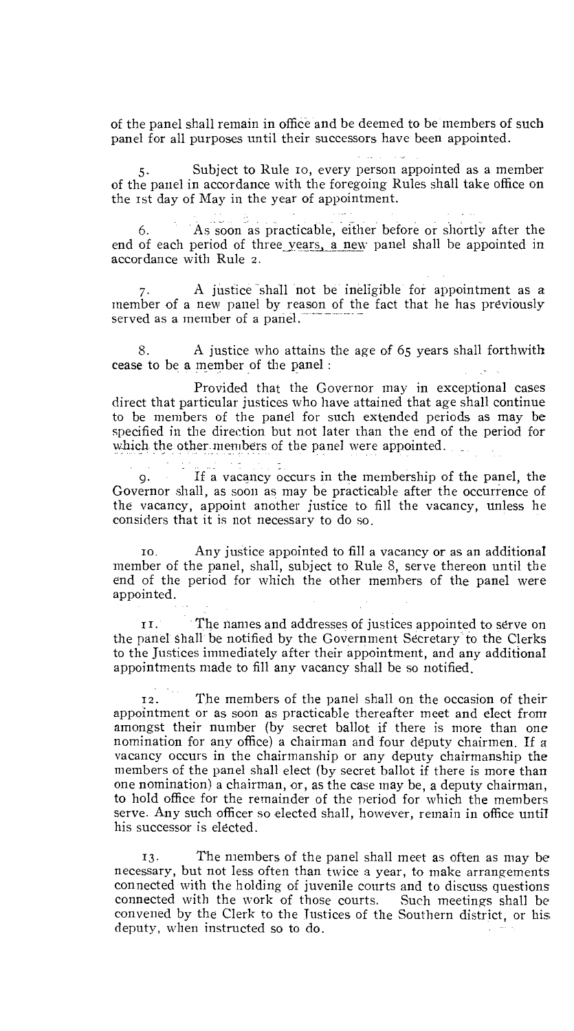of the panel shall remain in office and be deemed to be members of such panel for all purposes until their successors have been appointed.

5. Subject to Rule 10, every person appointed as a member of the panel in accordance with the foregoing Rules shall take office on the 1st day of May in the year of appointment.

6. As soon as practicable, either before or shortly after the end of each period of three years, a new panel shall be appointed in accordance with Rule 2.

7. A justice shall not be ineligible for appointment as a member of a new panel by reason of the fact that he has previously served as a member of a panel.

8. A justice who attains the age of 65 years shall forthwith cease to be a member of the panel :

Provided that the Governor may in exceptional cases direct that particular justices who have attained that age shall continue to be members of the panel for such extended periods as may be specified in the direction but not later than the end of the period for which the other members of the panel were appointed.

9. If a vacancy occurs in the membership of the panel, the Governor shall, as soon as may be practicable after the occurrence of the vacancy, appoint another justice to fill the vacancy, unless he considers that it is not necessary to do so.

10. Any justice appointed to fill a vacancy or as an additional member of the panel, shall, subject to Rule 8, serve thereon until the end of the period for which the other members of the panel were appointed.

11. The names and addresses of justices appointed to serve on the panel shall be notified by the Government Secretary to the Clerks to the Justices immediately after their appointment, and any additional appointments made to fill any vacancy shall be so notified.

12. The members of the panel shall on the occasion of their appointment or as soon as practicable thereafter meet and elect from amongst their number (by secret ballot if there is more than one nomination for any office) a chairman and four deputy chairmen. If a vacancy occurs in the chairmanship or any deputy chairmanship the members of the panel shall elect (by secret ballot if there is more than one nomination) a chairman, or, as the case may be, a deputy chairman, to hold office for the remainder of the period for which the members serve. Any such officer so elected shall, however, remain in office until his successor is elected.

13. The members of the panel shall meet as often as may be necessary, but not less often than twice a year, to make arrangements connected with the holding of juvenile courts and to discuss questions connected with the work of those courts. Such meetings shall be convened by the Clerk to the Justices of the Southern district, or his deputy, when instructed so to do.